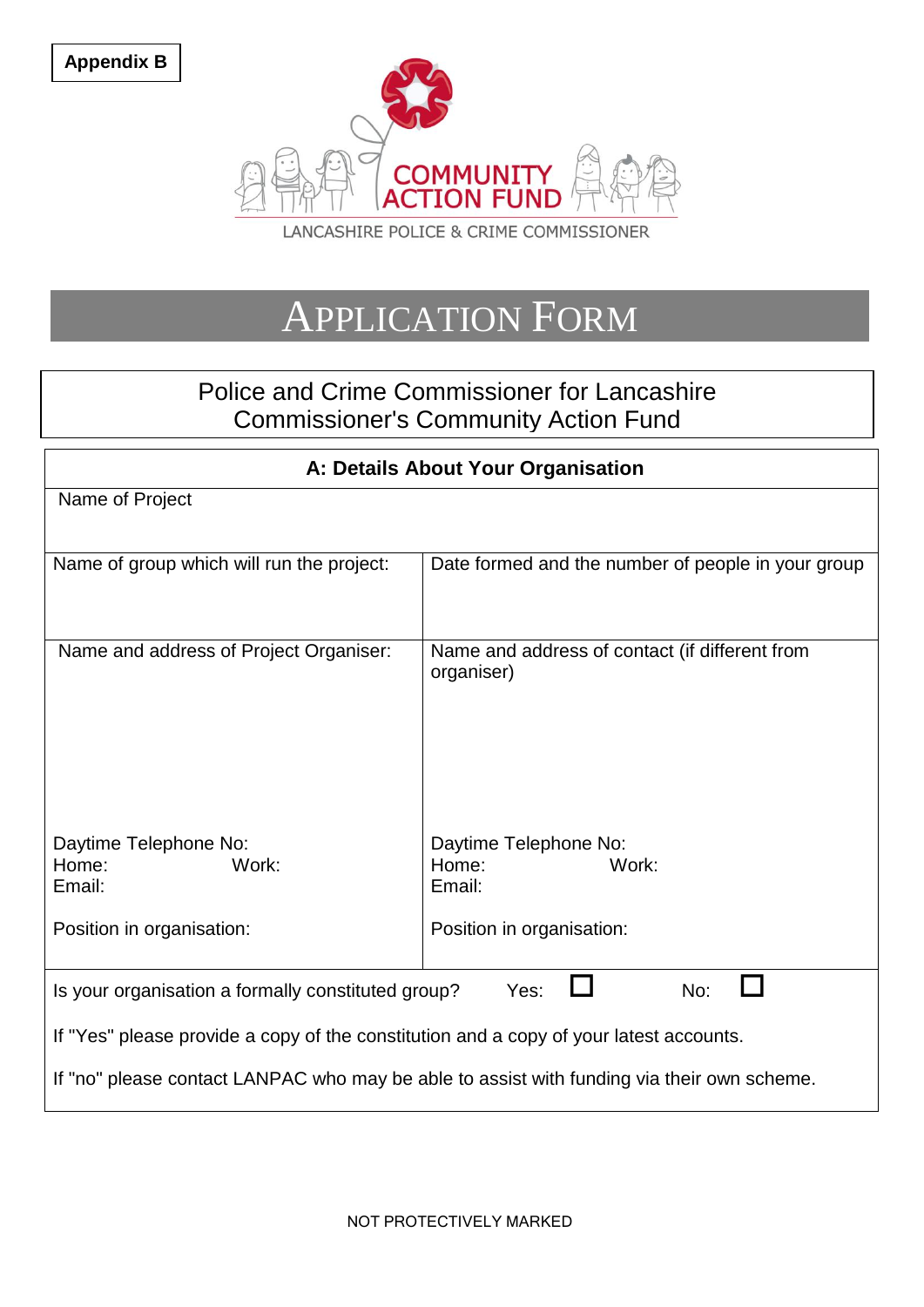**Appendix B**

COMMUNITY ACTION FUND

LANCASHIRE POLICE & CRIME COMMISSIONER

# APPLICATION FORM

Police and Crime Commissioner for Lancashire
Commissioner's Community Action Fund

## A: Details About Your Organisation

| Name of Project | |
|---|---|
| Name of group which will run the project: | Date formed and the number of people in your group |
| Name and address of Project Organiser:<br><br>Daytime Telephone No:<br>Home: Work:<br>Email:<br><br>Position in organisation: | Name and address of contact (if different from organiser)<br><br>Daytime Telephone No:<br>Home: Work:<br>Email:<br><br>Position in organisation: |

Is your organisation a formally constituted group? Yes: ☐ No: ☐

If "Yes" please provide a copy of the constitution and a copy of your latest accounts.

If "no" please contact LANPAC who may be able to assist with funding via their own scheme.

NOT PROTECTIVELY MARKED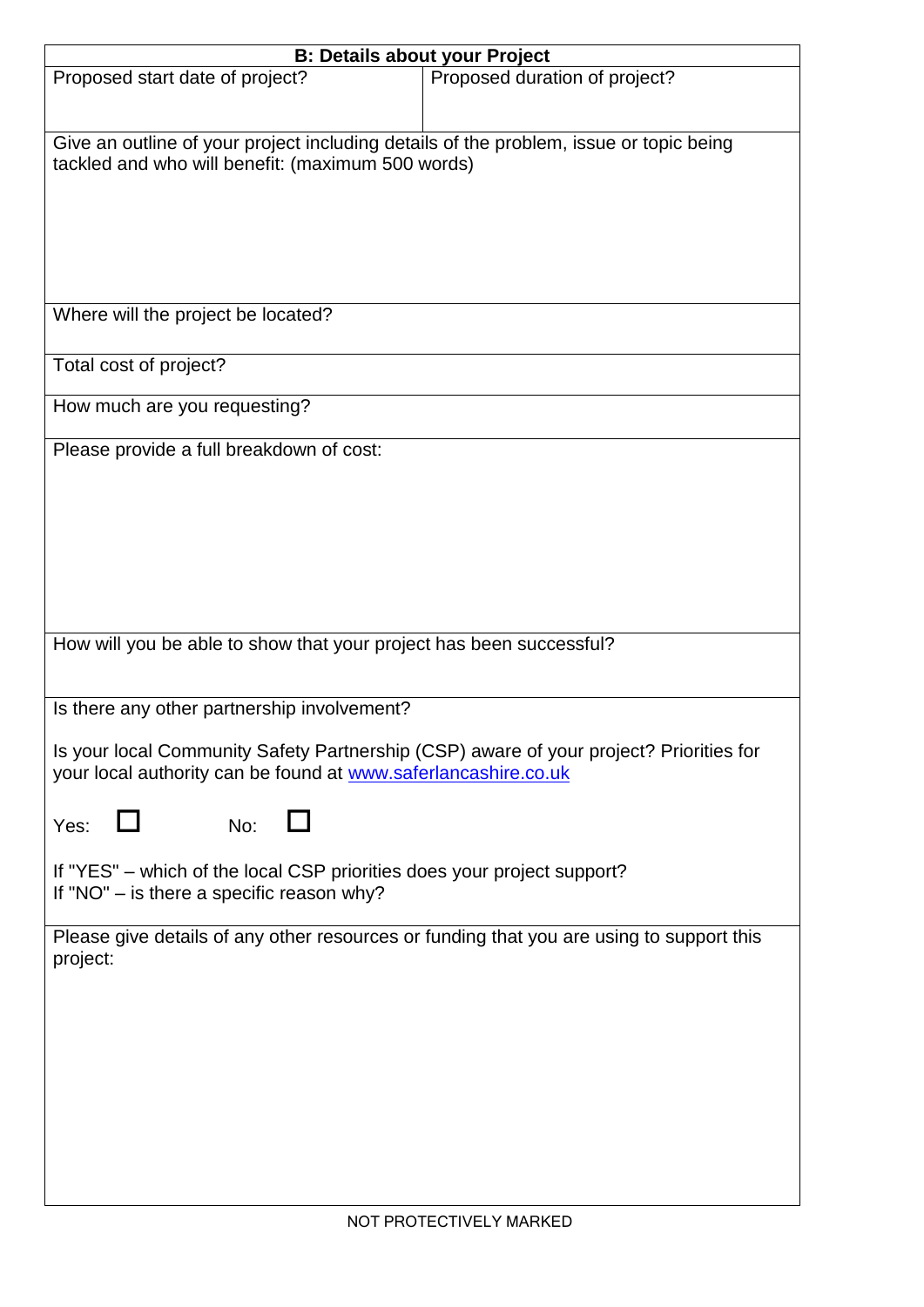| B: Details about your Project | |
|---|---|
| Proposed start date of project? | Proposed duration of project? |
| Give an outline of your project including details of the problem, issue or topic being tackled and who will benefit: (maximum 500 words) | |
| Where will the project be located? | |
| Total cost of project? | |
| How much are you requesting? | |
| Please provide a full breakdown of cost: | |
| How will you be able to show that your project has been successful? | |
| Is there any other partnership involvement?<br><br>Is your local Community Safety Partnership (CSP) aware of your project? Priorities for your local authority can be found at [www.saferlancashire.co.uk](http://www.saferlancashire.co.uk)<br><br>Yes: ☐ No: ☐<br><br>If "YES" – which of the local CSP priorities does your project support?<br>If "NO" – is there a specific reason why? | |
| Please give details of any other resources or funding that you are using to support this project: | |

NOT PROTECTIVELY MARKED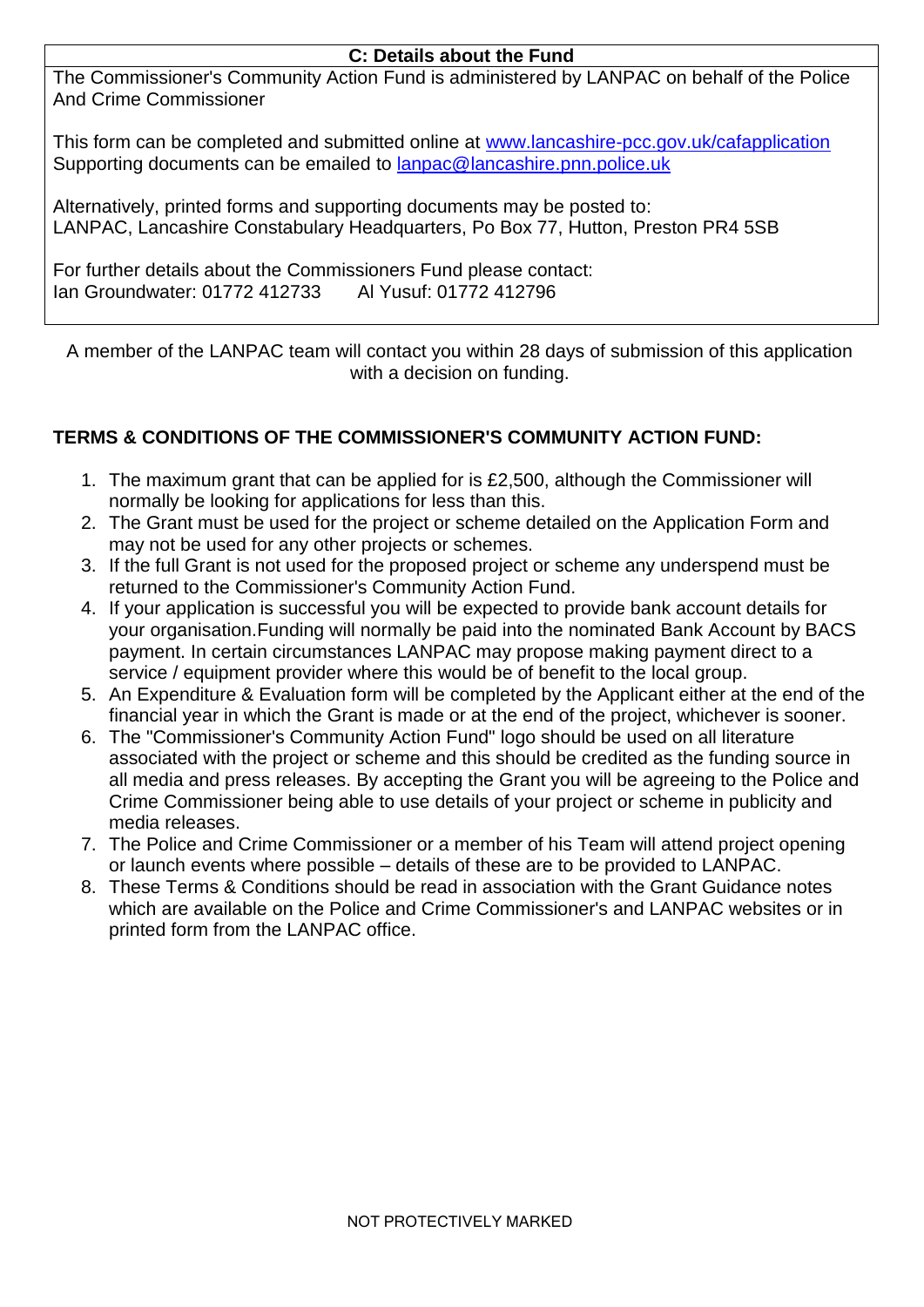## C: Details about the Fund

The Commissioner's Community Action Fund is administered by LANPAC on behalf of the Police And Crime Commissioner

This form can be completed and submitted online at [www.lancashire-pcc.gov.uk/cafapplication](http://www.lancashire-pcc.gov.uk/cafapplication)
Supporting documents can be emailed to [lanpac@lancashire.pnn.police.uk](mailto:lanpac@lancashire.pnn.police.uk)

Alternatively, printed forms and supporting documents may be posted to:
LANPAC, Lancashire Constabulary Headquarters, Po Box 77, Hutton, Preston PR4 5SB

For further details about the Commissioners Fund please contact:
Ian Groundwater: 01772 412733 Al Yusuf: 01772 412796

A member of the LANPAC team will contact you within 28 days of submission of this application with a decision on funding.

**TERMS & CONDITIONS OF THE COMMISSIONER'S COMMUNITY ACTION FUND:**

1. The maximum grant that can be applied for is £2,500, although the Commissioner will normally be looking for applications for less than this.
2. The Grant must be used for the project or scheme detailed on the Application Form and may not be used for any other projects or schemes.
3. If the full Grant is not used for the proposed project or scheme any underspend must be returned to the Commissioner's Community Action Fund.
4. If your application is successful you will be expected to provide bank account details for your organisation.Funding will normally be paid into the nominated Bank Account by BACS payment. In certain circumstances LANPAC may propose making payment direct to a service / equipment provider where this would be of benefit to the local group.
5. An Expenditure & Evaluation form will be completed by the Applicant either at the end of the financial year in which the Grant is made or at the end of the project, whichever is sooner.
6. The "Commissioner's Community Action Fund" logo should be used on all literature associated with the project or scheme and this should be credited as the funding source in all media and press releases. By accepting the Grant you will be agreeing to the Police and Crime Commissioner being able to use details of your project or scheme in publicity and media releases.
7. The Police and Crime Commissioner or a member of his Team will attend project opening or launch events where possible – details of these are to be provided to LANPAC.
8. These Terms & Conditions should be read in association with the Grant Guidance notes which are available on the Police and Crime Commissioner's and LANPAC websites or in printed form from the LANPAC office.